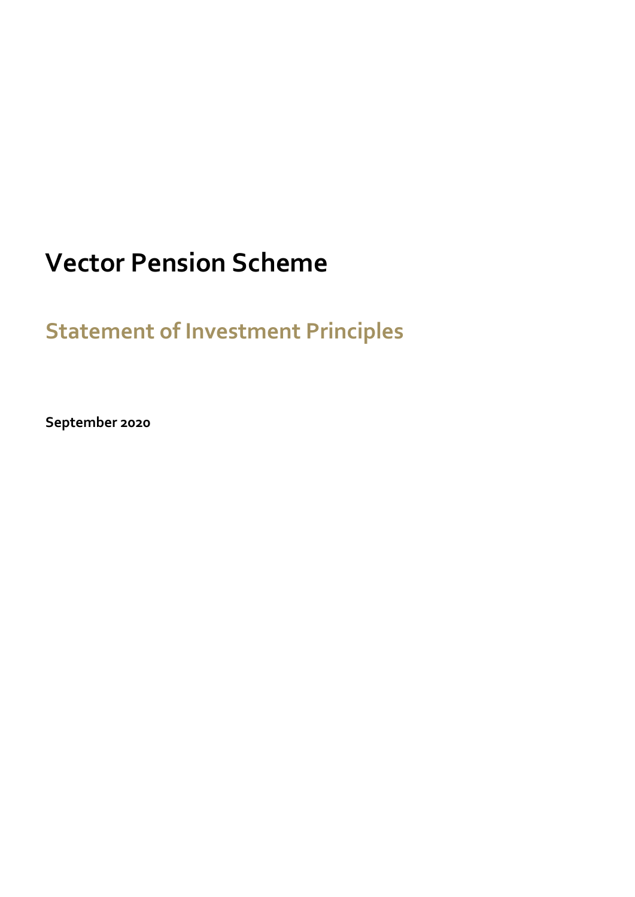# Vector Pension Scheme

## Statement of Investment Principles

**September 2020**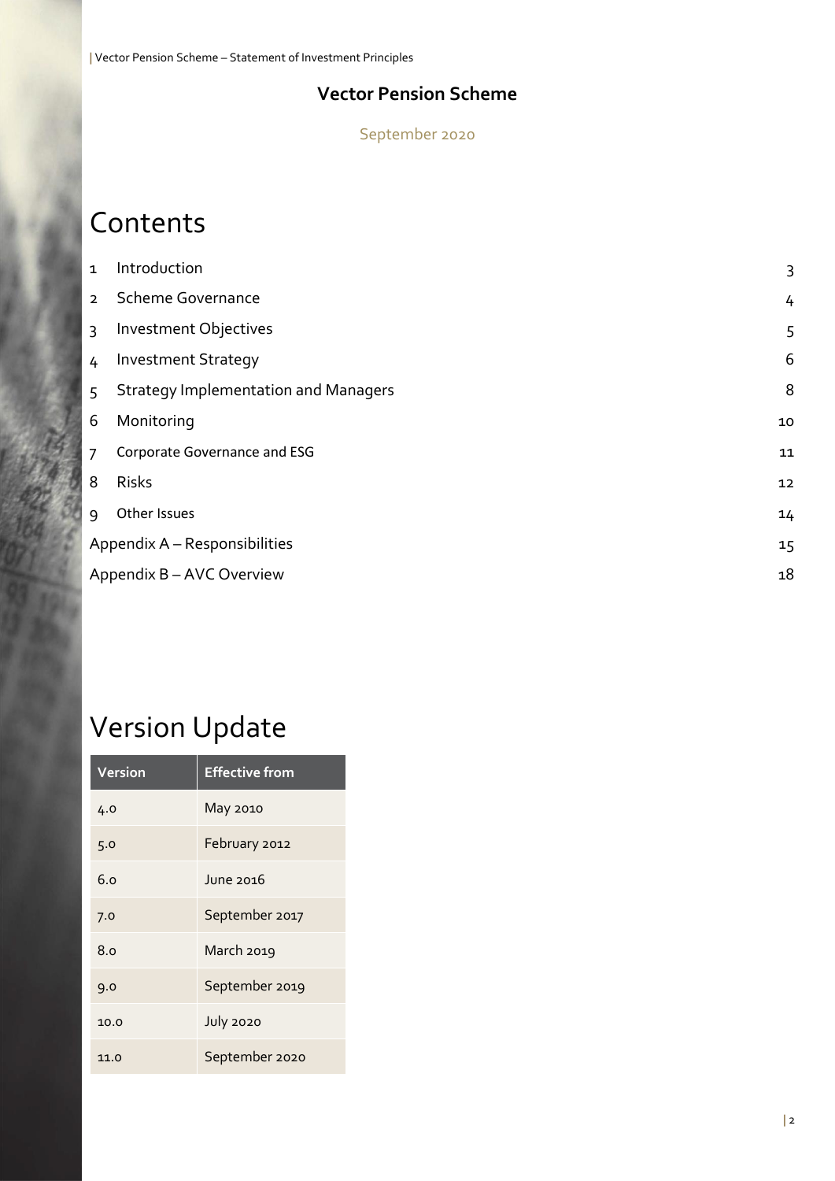**Vector Pension Scheme**

September 2020

# Contents

| | | |
|---|---|---|
| 1 | Introduction | 3 |
| 2 | Scheme Governance | 4 |
| 3 | Investment Objectives | 5 |
| 4 | Investment Strategy | 6 |
| 5 | Strategy Implementation and Managers | 8 |
| 6 | Monitoring | 10 |
| 7 | Corporate Governance and ESG | 11 |
| 8 | Risks | 12 |
| 9 | Other Issues | 14 |
| | Appendix A – Responsibilities | 15 |
| | Appendix B – AVC Overview | 18 |

# Version Update

| Version | Effective from |
|---|---|
| 4.0 | May 2010 |
| 5.0 | February 2012 |
| 6.0 | June 2016 |
| 7.0 | September 2017 |
| 8.0 | March 2019 |
| 9.0 | September 2019 |
| 10.0 | July 2020 |
| 11.0 | September 2020 |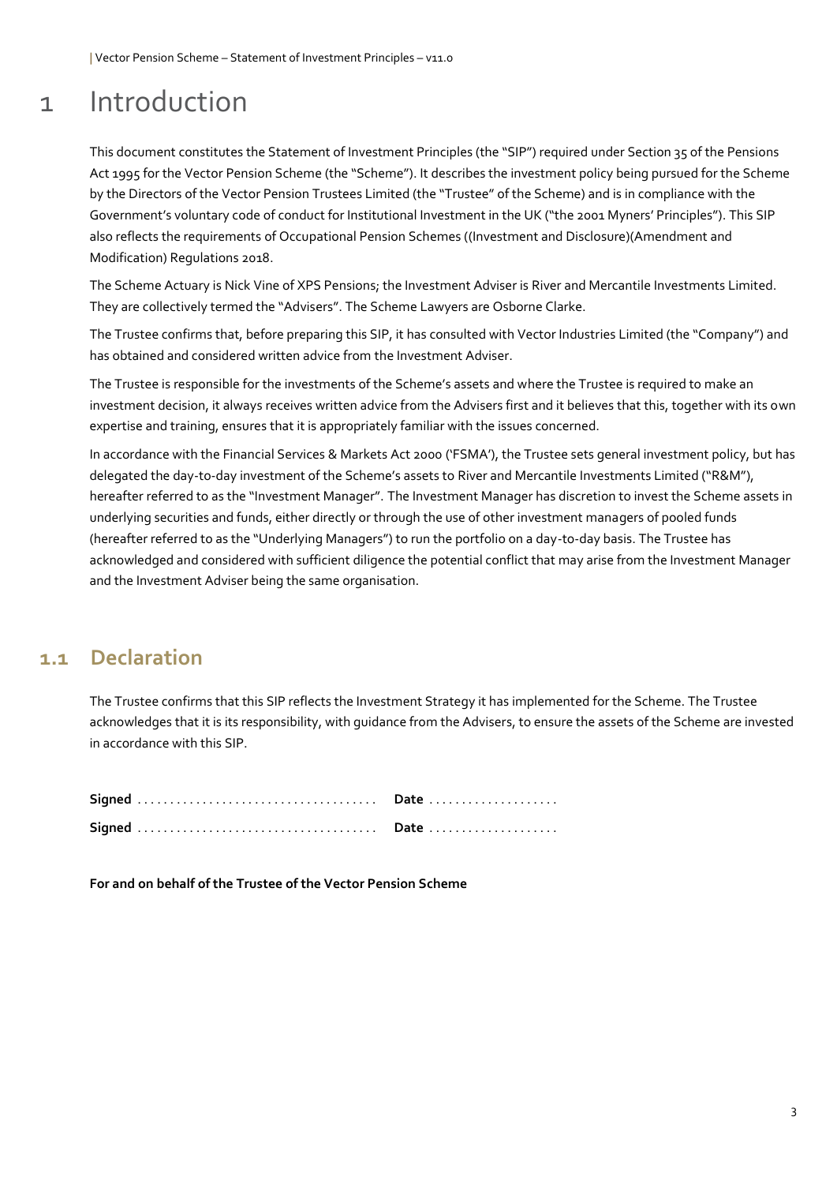# 1 Introduction

This document constitutes the Statement of Investment Principles (the "SIP") required under Section 35 of the Pensions Act 1995 for the Vector Pension Scheme (the "Scheme"). It describes the investment policy being pursued for the Scheme by the Directors of the Vector Pension Trustees Limited (the "Trustee" of the Scheme) and is in compliance with the Government's voluntary code of conduct for Institutional Investment in the UK ("the 2001 Myners' Principles"). This SIP also reflects the requirements of Occupational Pension Schemes ((Investment and Disclosure)(Amendment and Modification) Regulations 2018.

The Scheme Actuary is Nick Vine of XPS Pensions; the Investment Adviser is River and Mercantile Investments Limited. They are collectively termed the "Advisers". The Scheme Lawyers are Osborne Clarke.

The Trustee confirms that, before preparing this SIP, it has consulted with Vector Industries Limited (the "Company") and has obtained and considered written advice from the Investment Adviser.

The Trustee is responsible for the investments of the Scheme's assets and where the Trustee is required to make an investment decision, it always receives written advice from the Advisers first and it believes that this, together with its own expertise and training, ensures that it is appropriately familiar with the issues concerned.

In accordance with the Financial Services & Markets Act 2000 ('FSMA'), the Trustee sets general investment policy, but has delegated the day-to-day investment of the Scheme's assets to River and Mercantile Investments Limited ("R&M"), hereafter referred to as the "Investment Manager". The Investment Manager has discretion to invest the Scheme assets in underlying securities and funds, either directly or through the use of other investment managers of pooled funds (hereafter referred to as the "Underlying Managers") to run the portfolio on a day-to-day basis. The Trustee has acknowledged and considered with sufficient diligence the potential conflict that may arise from the Investment Manager and the Investment Adviser being the same organisation.

## 1.1 Declaration

The Trustee confirms that this SIP reflects the Investment Strategy it has implemented for the Scheme. The Trustee acknowledges that it is its responsibility, with guidance from the Advisers, to ensure the assets of the Scheme are invested in accordance with this SIP.

**Signed** .................................... **Date** ....................

**Signed** .................................... **Date** ....................

**For and on behalf of the Trustee of the Vector Pension Scheme**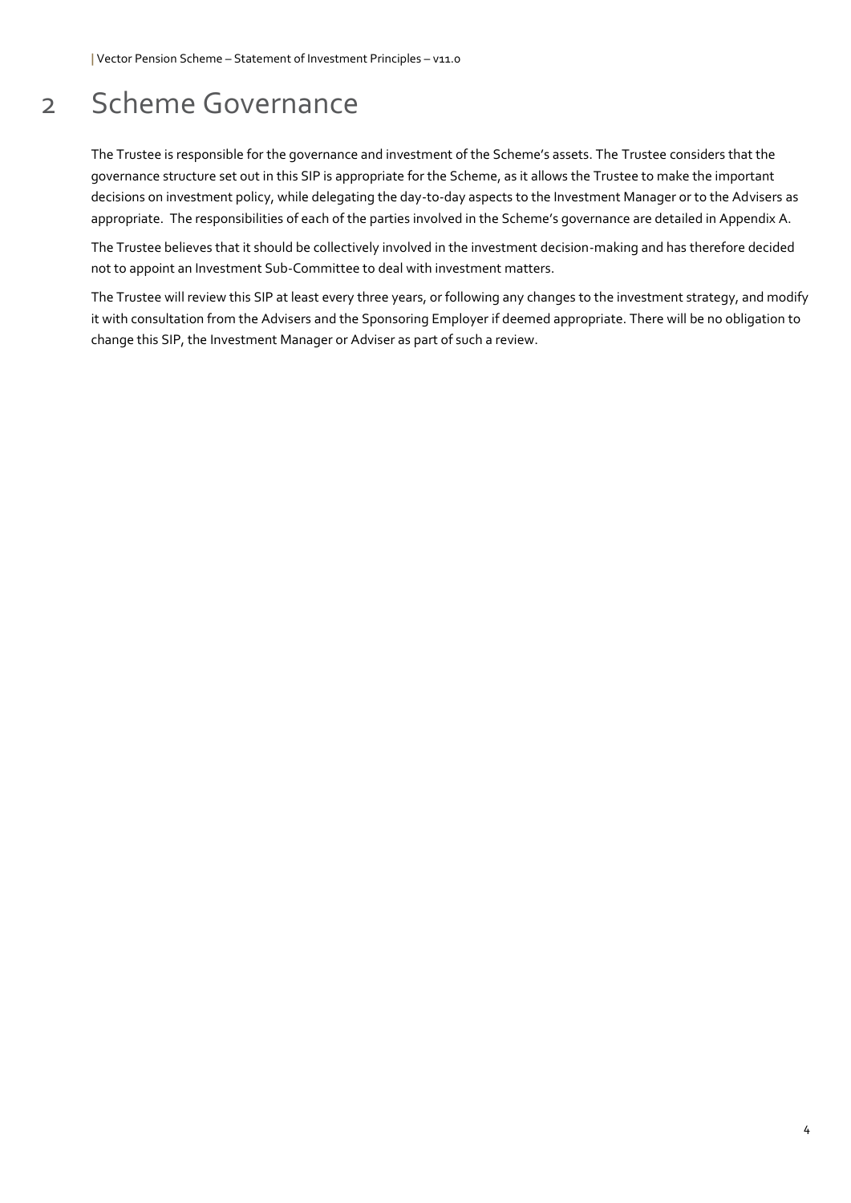# 2 Scheme Governance

The Trustee is responsible for the governance and investment of the Scheme's assets. The Trustee considers that the governance structure set out in this SIP is appropriate for the Scheme, as it allows the Trustee to make the important decisions on investment policy, while delegating the day-to-day aspects to the Investment Manager or to the Advisers as appropriate. The responsibilities of each of the parties involved in the Scheme's governance are detailed in Appendix A.

The Trustee believes that it should be collectively involved in the investment decision-making and has therefore decided not to appoint an Investment Sub-Committee to deal with investment matters.

The Trustee will review this SIP at least every three years, or following any changes to the investment strategy, and modify it with consultation from the Advisers and the Sponsoring Employer if deemed appropriate. There will be no obligation to change this SIP, the Investment Manager or Adviser as part of such a review.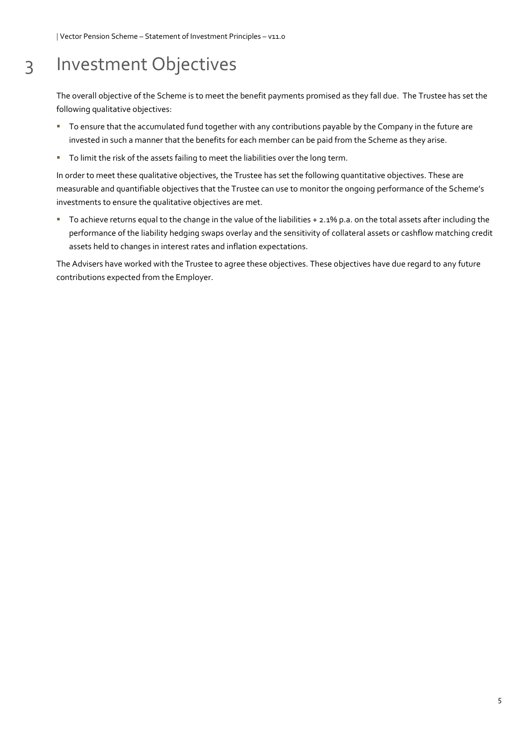# 3 Investment Objectives

The overall objective of the Scheme is to meet the benefit payments promised as they fall due. The Trustee has set the following qualitative objectives:

- To ensure that the accumulated fund together with any contributions payable by the Company in the future are invested in such a manner that the benefits for each member can be paid from the Scheme as they arise.
- To limit the risk of the assets failing to meet the liabilities over the long term.

In order to meet these qualitative objectives, the Trustee has set the following quantitative objectives. These are measurable and quantifiable objectives that the Trustee can use to monitor the ongoing performance of the Scheme's investments to ensure the qualitative objectives are met.

- To achieve returns equal to the change in the value of the liabilities + 2.1% p.a. on the total assets after including the performance of the liability hedging swaps overlay and the sensitivity of collateral assets or cashflow matching credit assets held to changes in interest rates and inflation expectations.

The Advisers have worked with the Trustee to agree these objectives. These objectives have due regard to any future contributions expected from the Employer.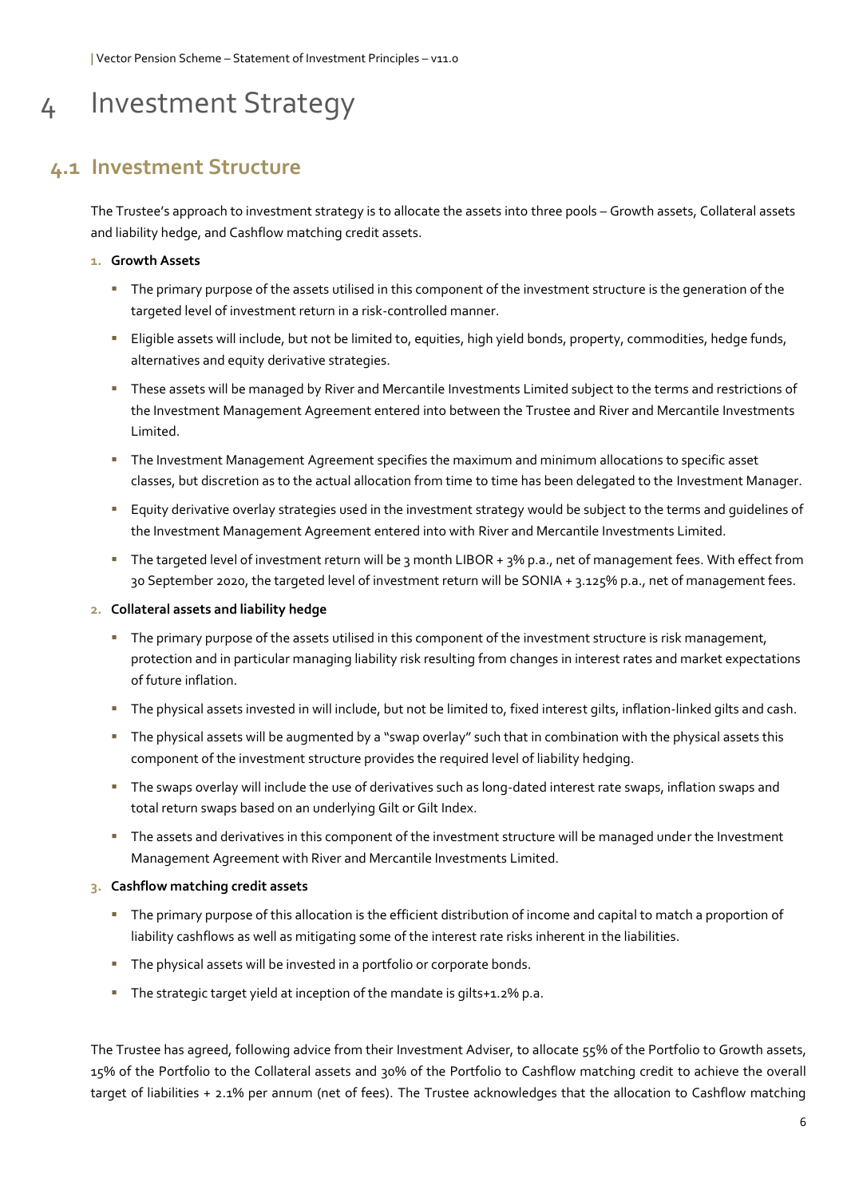# 4 Investment Strategy

## 4.1 Investment Structure

The Trustee's approach to investment strategy is to allocate the assets into three pools – Growth assets, Collateral assets and liability hedge, and Cashflow matching credit assets.

1. **Growth Assets**
   - The primary purpose of the assets utilised in this component of the investment structure is the generation of the targeted level of investment return in a risk-controlled manner.
   - Eligible assets will include, but not be limited to, equities, high yield bonds, property, commodities, hedge funds, alternatives and equity derivative strategies.
   - These assets will be managed by River and Mercantile Investments Limited subject to the terms and restrictions of the Investment Management Agreement entered into between the Trustee and River and Mercantile Investments Limited.
   - The Investment Management Agreement specifies the maximum and minimum allocations to specific asset classes, but discretion as to the actual allocation from time to time has been delegated to the Investment Manager.
   - Equity derivative overlay strategies used in the investment strategy would be subject to the terms and guidelines of the Investment Management Agreement entered into with River and Mercantile Investments Limited.
   - The targeted level of investment return will be 3 month LIBOR + 3% p.a., net of management fees. With effect from 30 September 2020, the targeted level of investment return will be SONIA + 3.125% p.a., net of management fees.

2. **Collateral assets and liability hedge**
   - The primary purpose of the assets utilised in this component of the investment structure is risk management, protection and in particular managing liability risk resulting from changes in interest rates and market expectations of future inflation.
   - The physical assets invested in will include, but not be limited to, fixed interest gilts, inflation-linked gilts and cash.
   - The physical assets will be augmented by a "swap overlay" such that in combination with the physical assets this component of the investment structure provides the required level of liability hedging.
   - The swaps overlay will include the use of derivatives such as long-dated interest rate swaps, inflation swaps and total return swaps based on an underlying Gilt or Gilt Index.
   - The assets and derivatives in this component of the investment structure will be managed under the Investment Management Agreement with River and Mercantile Investments Limited.

3. **Cashflow matching credit assets**
   - The primary purpose of this allocation is the efficient distribution of income and capital to match a proportion of liability cashflows as well as mitigating some of the interest rate risks inherent in the liabilities.
   - The physical assets will be invested in a portfolio or corporate bonds.
   - The strategic target yield at inception of the mandate is gilts+1.2% p.a.

The Trustee has agreed, following advice from their Investment Adviser, to allocate 55% of the Portfolio to Growth assets, 15% of the Portfolio to the Collateral assets and 30% of the Portfolio to Cashflow matching credit to achieve the overall target of liabilities + 2.1% per annum (net of fees). The Trustee acknowledges that the allocation to Cashflow matching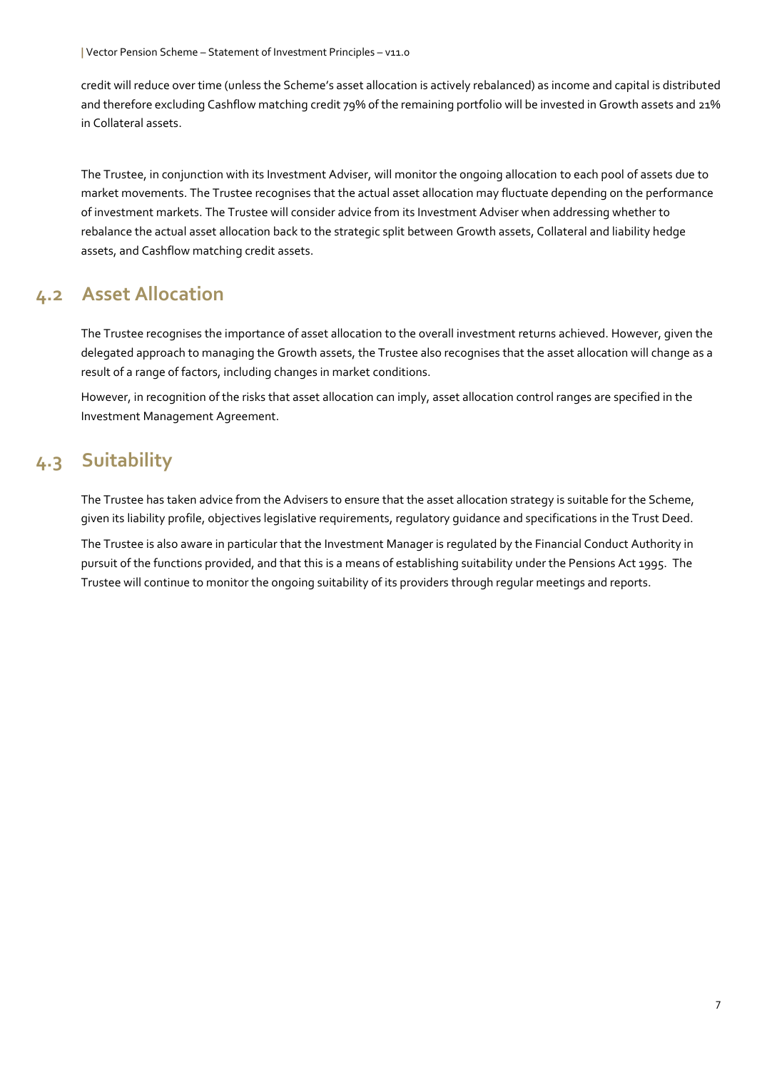credit will reduce over time (unless the Scheme's asset allocation is actively rebalanced) as income and capital is distributed and therefore excluding Cashflow matching credit 79% of the remaining portfolio will be invested in Growth assets and 21% in Collateral assets.

The Trustee, in conjunction with its Investment Adviser, will monitor the ongoing allocation to each pool of assets due to market movements. The Trustee recognises that the actual asset allocation may fluctuate depending on the performance of investment markets. The Trustee will consider advice from its Investment Adviser when addressing whether to rebalance the actual asset allocation back to the strategic split between Growth assets, Collateral and liability hedge assets, and Cashflow matching credit assets.

## 4.2 Asset Allocation

The Trustee recognises the importance of asset allocation to the overall investment returns achieved. However, given the delegated approach to managing the Growth assets, the Trustee also recognises that the asset allocation will change as a result of a range of factors, including changes in market conditions.

However, in recognition of the risks that asset allocation can imply, asset allocation control ranges are specified in the Investment Management Agreement.

## 4.3 Suitability

The Trustee has taken advice from the Advisers to ensure that the asset allocation strategy is suitable for the Scheme, given its liability profile, objectives legislative requirements, regulatory guidance and specifications in the Trust Deed.

The Trustee is also aware in particular that the Investment Manager is regulated by the Financial Conduct Authority in pursuit of the functions provided, and that this is a means of establishing suitability under the Pensions Act 1995. The Trustee will continue to monitor the ongoing suitability of its providers through regular meetings and reports.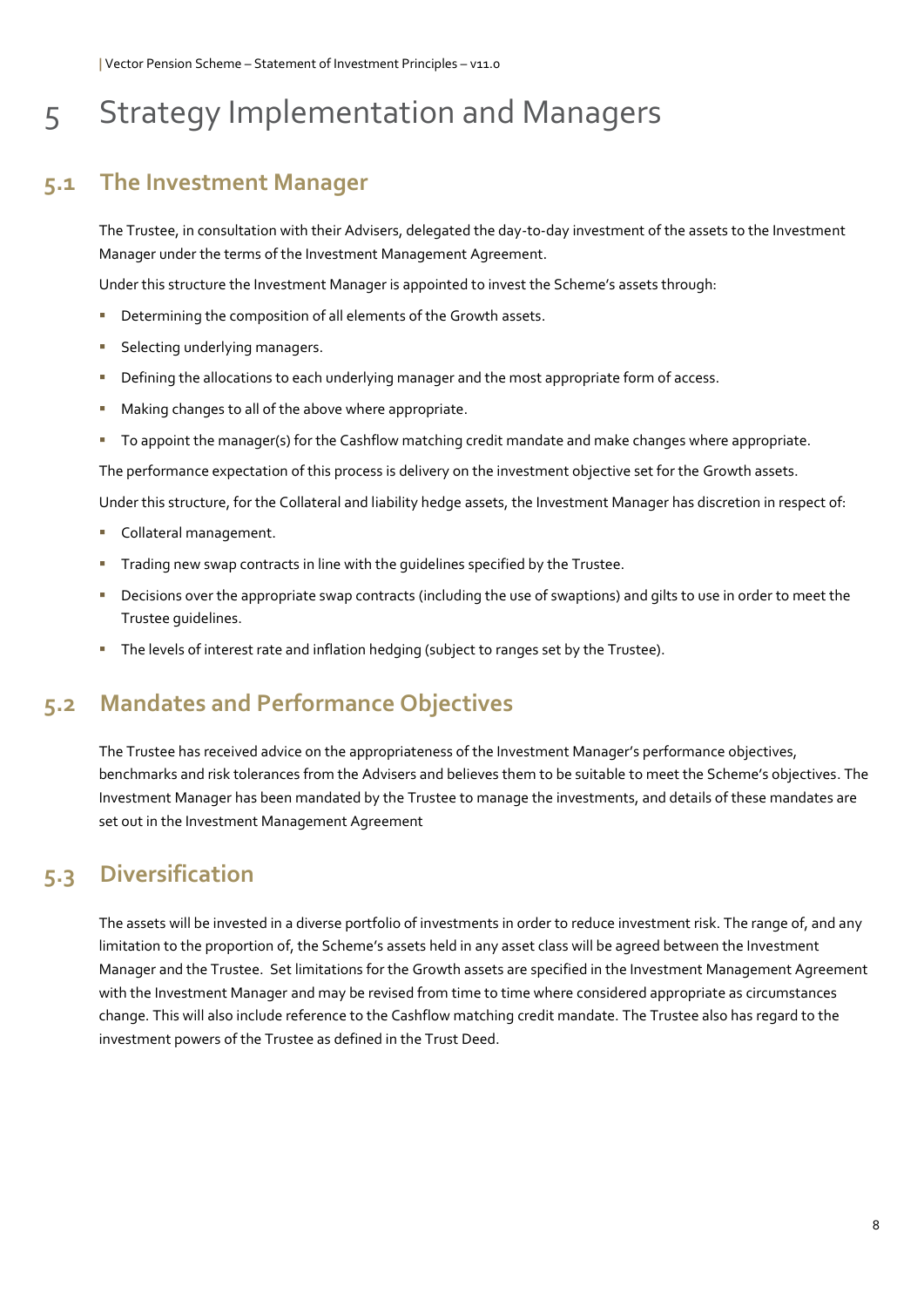# 5 Strategy Implementation and Managers

## 5.1 The Investment Manager

The Trustee, in consultation with their Advisers, delegated the day-to-day investment of the assets to the Investment Manager under the terms of the Investment Management Agreement.

Under this structure the Investment Manager is appointed to invest the Scheme's assets through:

- Determining the composition of all elements of the Growth assets.
- Selecting underlying managers.
- Defining the allocations to each underlying manager and the most appropriate form of access.
- Making changes to all of the above where appropriate.
- To appoint the manager(s) for the Cashflow matching credit mandate and make changes where appropriate.

The performance expectation of this process is delivery on the investment objective set for the Growth assets.

Under this structure, for the Collateral and liability hedge assets, the Investment Manager has discretion in respect of:

- Collateral management.
- Trading new swap contracts in line with the guidelines specified by the Trustee.
- Decisions over the appropriate swap contracts (including the use of swaptions) and gilts to use in order to meet the Trustee guidelines.
- The levels of interest rate and inflation hedging (subject to ranges set by the Trustee).

## 5.2 Mandates and Performance Objectives

The Trustee has received advice on the appropriateness of the Investment Manager's performance objectives, benchmarks and risk tolerances from the Advisers and believes them to be suitable to meet the Scheme's objectives. The Investment Manager has been mandated by the Trustee to manage the investments, and details of these mandates are set out in the Investment Management Agreement

## 5.3 Diversification

The assets will be invested in a diverse portfolio of investments in order to reduce investment risk. The range of, and any limitation to the proportion of, the Scheme's assets held in any asset class will be agreed between the Investment Manager and the Trustee. Set limitations for the Growth assets are specified in the Investment Management Agreement with the Investment Manager and may be revised from time to time where considered appropriate as circumstances change. This will also include reference to the Cashflow matching credit mandate. The Trustee also has regard to the investment powers of the Trustee as defined in the Trust Deed.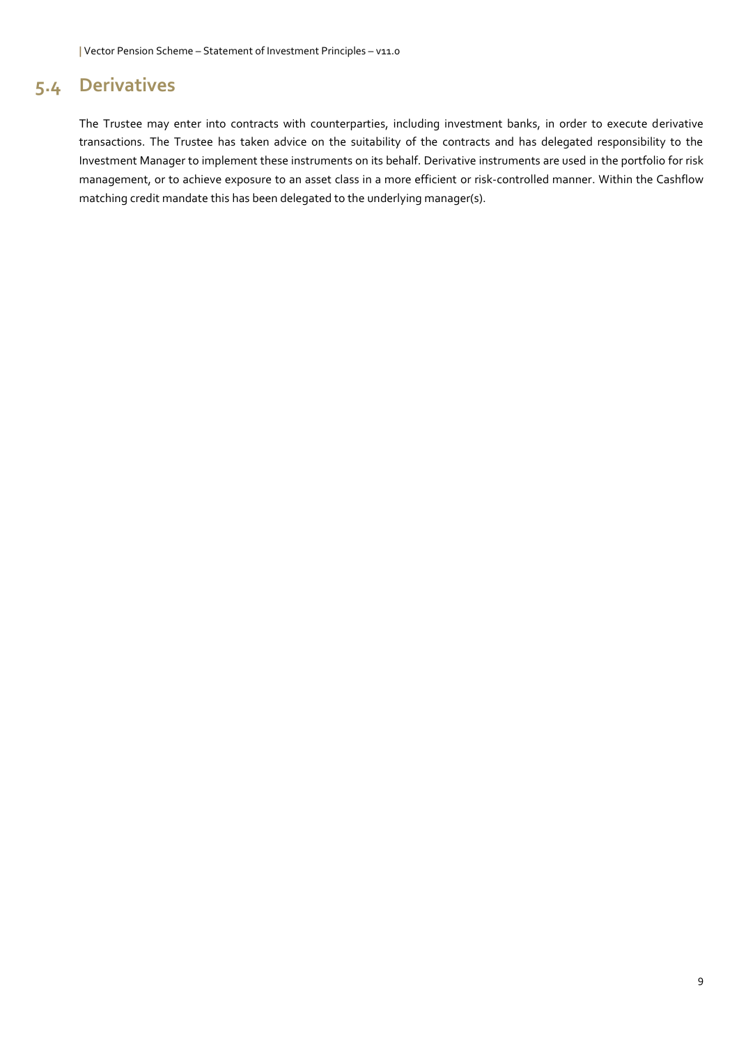## 5.4 Derivatives

The Trustee may enter into contracts with counterparties, including investment banks, in order to execute derivative transactions. The Trustee has taken advice on the suitability of the contracts and has delegated responsibility to the Investment Manager to implement these instruments on its behalf. Derivative instruments are used in the portfolio for risk management, or to achieve exposure to an asset class in a more efficient or risk-controlled manner. Within the Cashflow matching credit mandate this has been delegated to the underlying manager(s).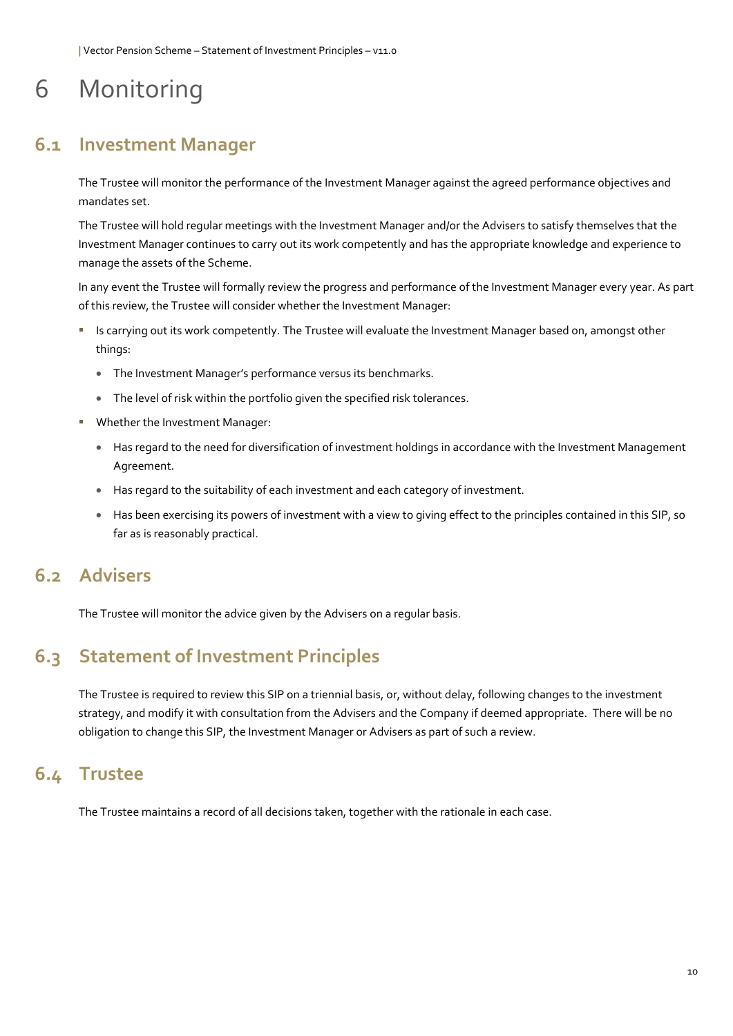# 6 Monitoring

## 6.1 Investment Manager

The Trustee will monitor the performance of the Investment Manager against the agreed performance objectives and mandates set.

The Trustee will hold regular meetings with the Investment Manager and/or the Advisers to satisfy themselves that the Investment Manager continues to carry out its work competently and has the appropriate knowledge and experience to manage the assets of the Scheme.

In any event the Trustee will formally review the progress and performance of the Investment Manager every year. As part of this review, the Trustee will consider whether the Investment Manager:

- Is carrying out its work competently. The Trustee will evaluate the Investment Manager based on, amongst other things:
  - The Investment Manager's performance versus its benchmarks.
  - The level of risk within the portfolio given the specified risk tolerances.
- Whether the Investment Manager:
  - Has regard to the need for diversification of investment holdings in accordance with the Investment Management Agreement.
  - Has regard to the suitability of each investment and each category of investment.
  - Has been exercising its powers of investment with a view to giving effect to the principles contained in this SIP, so far as is reasonably practical.

## 6.2 Advisers

The Trustee will monitor the advice given by the Advisers on a regular basis.

## 6.3 Statement of Investment Principles

The Trustee is required to review this SIP on a triennial basis, or, without delay, following changes to the investment strategy, and modify it with consultation from the Advisers and the Company if deemed appropriate. There will be no obligation to change this SIP, the Investment Manager or Advisers as part of such a review.

## 6.4 Trustee

The Trustee maintains a record of all decisions taken, together with the rationale in each case.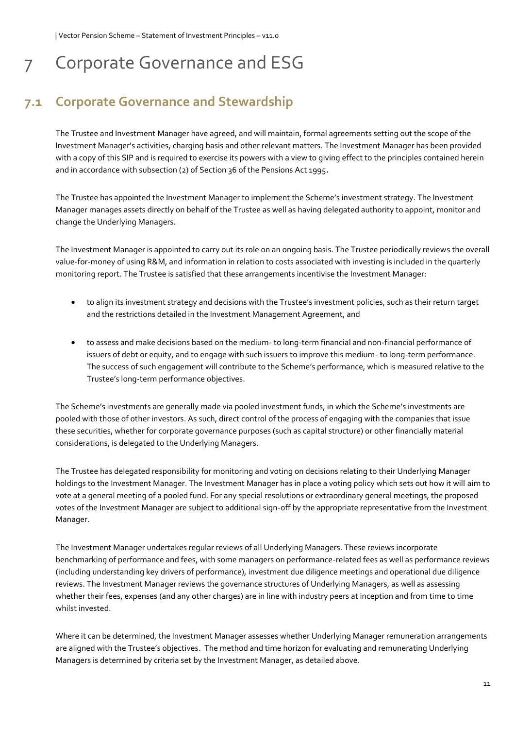# 7 Corporate Governance and ESG

## 7.1 Corporate Governance and Stewardship

The Trustee and Investment Manager have agreed, and will maintain, formal agreements setting out the scope of the Investment Manager's activities, charging basis and other relevant matters. The Investment Manager has been provided with a copy of this SIP and is required to exercise its powers with a view to giving effect to the principles contained herein and in accordance with subsection (2) of Section 36 of the Pensions Act 1995.

The Trustee has appointed the Investment Manager to implement the Scheme's investment strategy. The Investment Manager manages assets directly on behalf of the Trustee as well as having delegated authority to appoint, monitor and change the Underlying Managers.

The Investment Manager is appointed to carry out its role on an ongoing basis. The Trustee periodically reviews the overall value-for-money of using R&M, and information in relation to costs associated with investing is included in the quarterly monitoring report. The Trustee is satisfied that these arrangements incentivise the Investment Manager:

- to align its investment strategy and decisions with the Trustee's investment policies, such as their return target and the restrictions detailed in the Investment Management Agreement, and
- to assess and make decisions based on the medium- to long-term financial and non-financial performance of issuers of debt or equity, and to engage with such issuers to improve this medium- to long-term performance. The success of such engagement will contribute to the Scheme's performance, which is measured relative to the Trustee's long-term performance objectives.

The Scheme's investments are generally made via pooled investment funds, in which the Scheme's investments are pooled with those of other investors. As such, direct control of the process of engaging with the companies that issue these securities, whether for corporate governance purposes (such as capital structure) or other financially material considerations, is delegated to the Underlying Managers.

The Trustee has delegated responsibility for monitoring and voting on decisions relating to their Underlying Manager holdings to the Investment Manager. The Investment Manager has in place a voting policy which sets out how it will aim to vote at a general meeting of a pooled fund. For any special resolutions or extraordinary general meetings, the proposed votes of the Investment Manager are subject to additional sign-off by the appropriate representative from the Investment Manager.

The Investment Manager undertakes regular reviews of all Underlying Managers. These reviews incorporate benchmarking of performance and fees, with some managers on performance-related fees as well as performance reviews (including understanding key drivers of performance), investment due diligence meetings and operational due diligence reviews. The Investment Manager reviews the governance structures of Underlying Managers, as well as assessing whether their fees, expenses (and any other charges) are in line with industry peers at inception and from time to time whilst invested.

Where it can be determined, the Investment Manager assesses whether Underlying Manager remuneration arrangements are aligned with the Trustee's objectives. The method and time horizon for evaluating and remunerating Underlying Managers is determined by criteria set by the Investment Manager, as detailed above.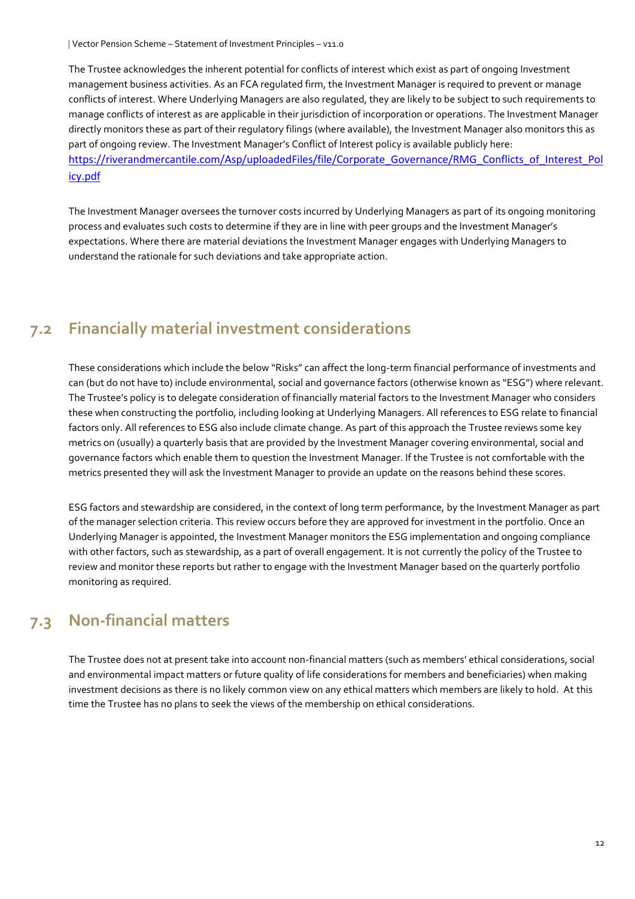The Trustee acknowledges the inherent potential for conflicts of interest which exist as part of ongoing Investment management business activities. As an FCA regulated firm, the Investment Manager is required to prevent or manage conflicts of interest. Where Underlying Managers are also regulated, they are likely to be subject to such requirements to manage conflicts of interest as are applicable in their jurisdiction of incorporation or operations. The Investment Manager directly monitors these as part of their regulatory filings (where available), the Investment Manager also monitors this as part of ongoing review. The Investment Manager's Conflict of Interest policy is available publicly here: https://riverandmercantile.com/Asp/uploadedFiles/file/Corporate_Governance/RMG_Conflicts_of_Interest_Policy.pdf

The Investment Manager oversees the turnover costs incurred by Underlying Managers as part of its ongoing monitoring process and evaluates such costs to determine if they are in line with peer groups and the Investment Manager's expectations. Where there are material deviations the Investment Manager engages with Underlying Managers to understand the rationale for such deviations and take appropriate action.

## 7.2 Financially material investment considerations

These considerations which include the below "Risks" can affect the long-term financial performance of investments and can (but do not have to) include environmental, social and governance factors (otherwise known as "ESG") where relevant. The Trustee's policy is to delegate consideration of financially material factors to the Investment Manager who considers these when constructing the portfolio, including looking at Underlying Managers. All references to ESG relate to financial factors only. All references to ESG also include climate change. As part of this approach the Trustee reviews some key metrics on (usually) a quarterly basis that are provided by the Investment Manager covering environmental, social and governance factors which enable them to question the Investment Manager. If the Trustee is not comfortable with the metrics presented they will ask the Investment Manager to provide an update on the reasons behind these scores.

ESG factors and stewardship are considered, in the context of long term performance, by the Investment Manager as part of the manager selection criteria. This review occurs before they are approved for investment in the portfolio. Once an Underlying Manager is appointed, the Investment Manager monitors the ESG implementation and ongoing compliance with other factors, such as stewardship, as a part of overall engagement. It is not currently the policy of the Trustee to review and monitor these reports but rather to engage with the Investment Manager based on the quarterly portfolio monitoring as required.

## 7.3 Non-financial matters

The Trustee does not at present take into account non-financial matters (such as members' ethical considerations, social and environmental impact matters or future quality of life considerations for members and beneficiaries) when making investment decisions as there is no likely common view on any ethical matters which members are likely to hold. At this time the Trustee has no plans to seek the views of the membership on ethical considerations.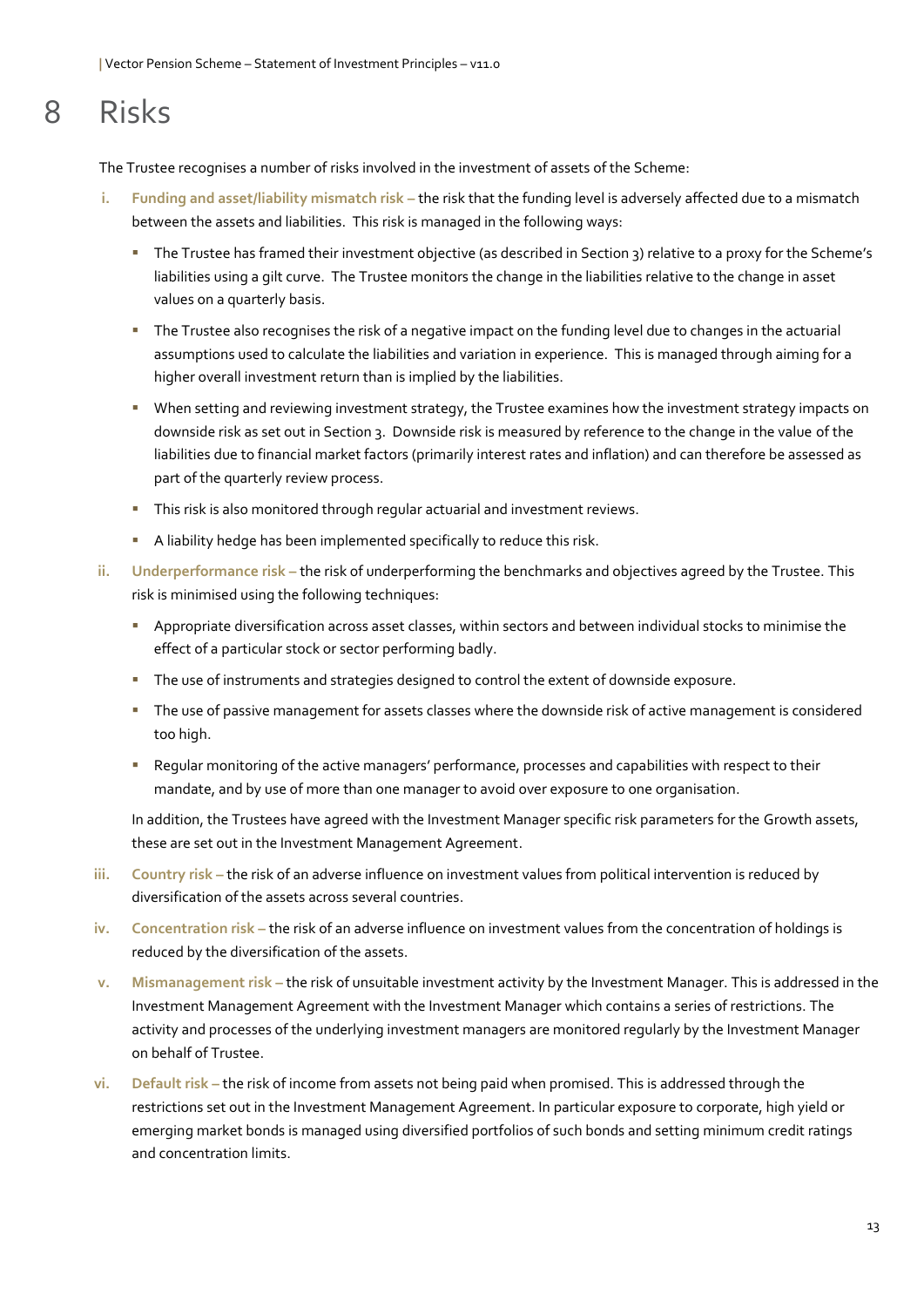# 8 Risks

The Trustee recognises a number of risks involved in the investment of assets of the Scheme:

i. **Funding and asset/liability mismatch risk** – the risk that the funding level is adversely affected due to a mismatch between the assets and liabilities. This risk is managed in the following ways:

   - The Trustee has framed their investment objective (as described in Section 3) relative to a proxy for the Scheme's liabilities using a gilt curve. The Trustee monitors the change in the liabilities relative to the change in asset values on a quarterly basis.
   - The Trustee also recognises the risk of a negative impact on the funding level due to changes in the actuarial assumptions used to calculate the liabilities and variation in experience. This is managed through aiming for a higher overall investment return than is implied by the liabilities.
   - When setting and reviewing investment strategy, the Trustee examines how the investment strategy impacts on downside risk as set out in Section 3. Downside risk is measured by reference to the change in the value of the liabilities due to financial market factors (primarily interest rates and inflation) and can therefore be assessed as part of the quarterly review process.
   - This risk is also monitored through regular actuarial and investment reviews.
   - A liability hedge has been implemented specifically to reduce this risk.

ii. **Underperformance risk** – the risk of underperforming the benchmarks and objectives agreed by the Trustee. This risk is minimised using the following techniques:

   - Appropriate diversification across asset classes, within sectors and between individual stocks to minimise the effect of a particular stock or sector performing badly.
   - The use of instruments and strategies designed to control the extent of downside exposure.
   - The use of passive management for assets classes where the downside risk of active management is considered too high.
   - Regular monitoring of the active managers' performance, processes and capabilities with respect to their mandate, and by use of more than one manager to avoid over exposure to one organisation.

   In addition, the Trustees have agreed with the Investment Manager specific risk parameters for the Growth assets, these are set out in the Investment Management Agreement.

iii. **Country risk** – the risk of an adverse influence on investment values from political intervention is reduced by diversification of the assets across several countries.

iv. **Concentration risk** – the risk of an adverse influence on investment values from the concentration of holdings is reduced by the diversification of the assets.

v. **Mismanagement risk** – the risk of unsuitable investment activity by the Investment Manager. This is addressed in the Investment Management Agreement with the Investment Manager which contains a series of restrictions. The activity and processes of the underlying investment managers are monitored regularly by the Investment Manager on behalf of Trustee.

vi. **Default risk** – the risk of income from assets not being paid when promised. This is addressed through the restrictions set out in the Investment Management Agreement. In particular exposure to corporate, high yield or emerging market bonds is managed using diversified portfolios of such bonds and setting minimum credit ratings and concentration limits.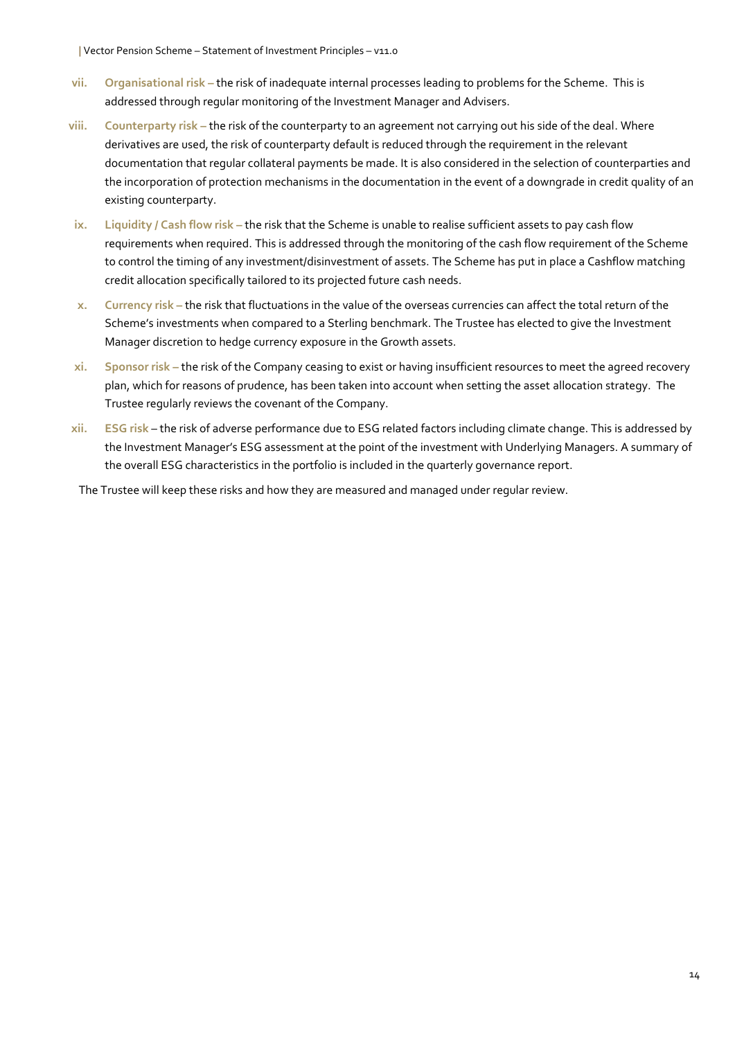vii. **Organisational risk –** the risk of inadequate internal processes leading to problems for the Scheme. This is addressed through regular monitoring of the Investment Manager and Advisers.

viii. **Counterparty risk –** the risk of the counterparty to an agreement not carrying out his side of the deal. Where derivatives are used, the risk of counterparty default is reduced through the requirement in the relevant documentation that regular collateral payments be made. It is also considered in the selection of counterparties and the incorporation of protection mechanisms in the documentation in the event of a downgrade in credit quality of an existing counterparty.

ix. **Liquidity / Cash flow risk –** the risk that the Scheme is unable to realise sufficient assets to pay cash flow requirements when required. This is addressed through the monitoring of the cash flow requirement of the Scheme to control the timing of any investment/disinvestment of assets. The Scheme has put in place a Cashflow matching credit allocation specifically tailored to its projected future cash needs.

x. **Currency risk –** the risk that fluctuations in the value of the overseas currencies can affect the total return of the Scheme's investments when compared to a Sterling benchmark. The Trustee has elected to give the Investment Manager discretion to hedge currency exposure in the Growth assets.

xi. **Sponsor risk –** the risk of the Company ceasing to exist or having insufficient resources to meet the agreed recovery plan, which for reasons of prudence, has been taken into account when setting the asset allocation strategy. The Trustee regularly reviews the covenant of the Company.

xii. **ESG risk** – the risk of adverse performance due to ESG related factors including climate change. This is addressed by the Investment Manager's ESG assessment at the point of the investment with Underlying Managers. A summary of the overall ESG characteristics in the portfolio is included in the quarterly governance report.

The Trustee will keep these risks and how they are measured and managed under regular review.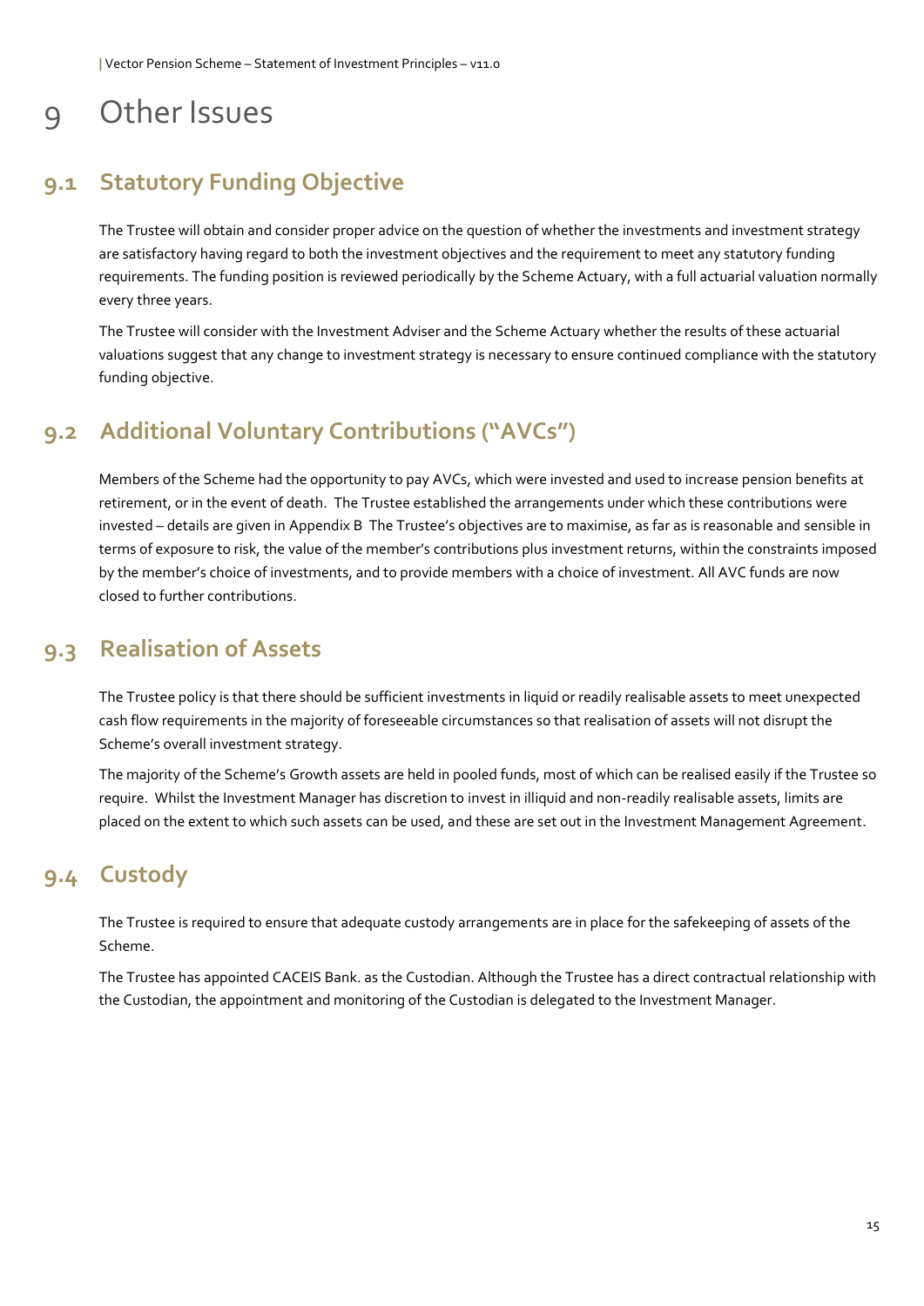# 9 Other Issues

## 9.1 Statutory Funding Objective

The Trustee will obtain and consider proper advice on the question of whether the investments and investment strategy are satisfactory having regard to both the investment objectives and the requirement to meet any statutory funding requirements. The funding position is reviewed periodically by the Scheme Actuary, with a full actuarial valuation normally every three years.

The Trustee will consider with the Investment Adviser and the Scheme Actuary whether the results of these actuarial valuations suggest that any change to investment strategy is necessary to ensure continued compliance with the statutory funding objective.

## 9.2 Additional Voluntary Contributions ("AVCs")

Members of the Scheme had the opportunity to pay AVCs, which were invested and used to increase pension benefits at retirement, or in the event of death. The Trustee established the arrangements under which these contributions were invested – details are given in Appendix B The Trustee's objectives are to maximise, as far as is reasonable and sensible in terms of exposure to risk, the value of the member's contributions plus investment returns, within the constraints imposed by the member's choice of investments, and to provide members with a choice of investment. All AVC funds are now closed to further contributions.

## 9.3 Realisation of Assets

The Trustee policy is that there should be sufficient investments in liquid or readily realisable assets to meet unexpected cash flow requirements in the majority of foreseeable circumstances so that realisation of assets will not disrupt the Scheme's overall investment strategy.

The majority of the Scheme's Growth assets are held in pooled funds, most of which can be realised easily if the Trustee so require. Whilst the Investment Manager has discretion to invest in illiquid and non-readily realisable assets, limits are placed on the extent to which such assets can be used, and these are set out in the Investment Management Agreement.

## 9.4 Custody

The Trustee is required to ensure that adequate custody arrangements are in place for the safekeeping of assets of the Scheme.

The Trustee has appointed CACEIS Bank. as the Custodian. Although the Trustee has a direct contractual relationship with the Custodian, the appointment and monitoring of the Custodian is delegated to the Investment Manager.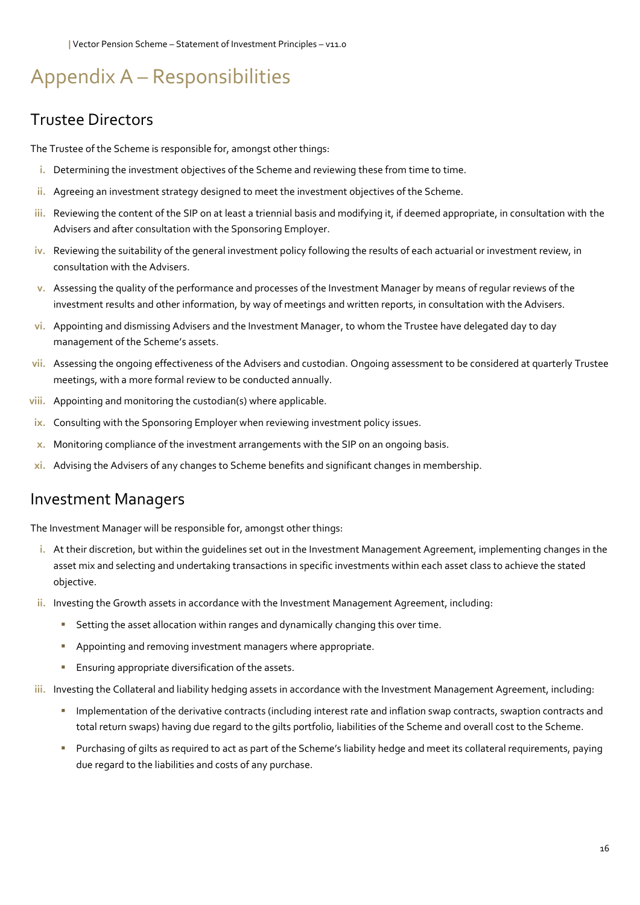# Appendix A – Responsibilities

## Trustee Directors

The Trustee of the Scheme is responsible for, amongst other things:

i. Determining the investment objectives of the Scheme and reviewing these from time to time.
ii. Agreeing an investment strategy designed to meet the investment objectives of the Scheme.
iii. Reviewing the content of the SIP on at least a triennial basis and modifying it, if deemed appropriate, in consultation with the Advisers and after consultation with the Sponsoring Employer.
iv. Reviewing the suitability of the general investment policy following the results of each actuarial or investment review, in consultation with the Advisers.
v. Assessing the quality of the performance and processes of the Investment Manager by means of regular reviews of the investment results and other information, by way of meetings and written reports, in consultation with the Advisers.
vi. Appointing and dismissing Advisers and the Investment Manager, to whom the Trustee have delegated day to day management of the Scheme's assets.
vii. Assessing the ongoing effectiveness of the Advisers and custodian. Ongoing assessment to be considered at quarterly Trustee meetings, with a more formal review to be conducted annually.
viii. Appointing and monitoring the custodian(s) where applicable.
ix. Consulting with the Sponsoring Employer when reviewing investment policy issues.
x. Monitoring compliance of the investment arrangements with the SIP on an ongoing basis.
xi. Advising the Advisers of any changes to Scheme benefits and significant changes in membership.

## Investment Managers

The Investment Manager will be responsible for, amongst other things:

i. At their discretion, but within the guidelines set out in the Investment Management Agreement, implementing changes in the asset mix and selecting and undertaking transactions in specific investments within each asset class to achieve the stated objective.
ii. Investing the Growth assets in accordance with the Investment Management Agreement, including:
   - Setting the asset allocation within ranges and dynamically changing this over time.
   - Appointing and removing investment managers where appropriate.
   - Ensuring appropriate diversification of the assets.
iii. Investing the Collateral and liability hedging assets in accordance with the Investment Management Agreement, including:
   - Implementation of the derivative contracts (including interest rate and inflation swap contracts, swaption contracts and total return swaps) having due regard to the gilts portfolio, liabilities of the Scheme and overall cost to the Scheme.
   - Purchasing of gilts as required to act as part of the Scheme's liability hedge and meet its collateral requirements, paying due regard to the liabilities and costs of any purchase.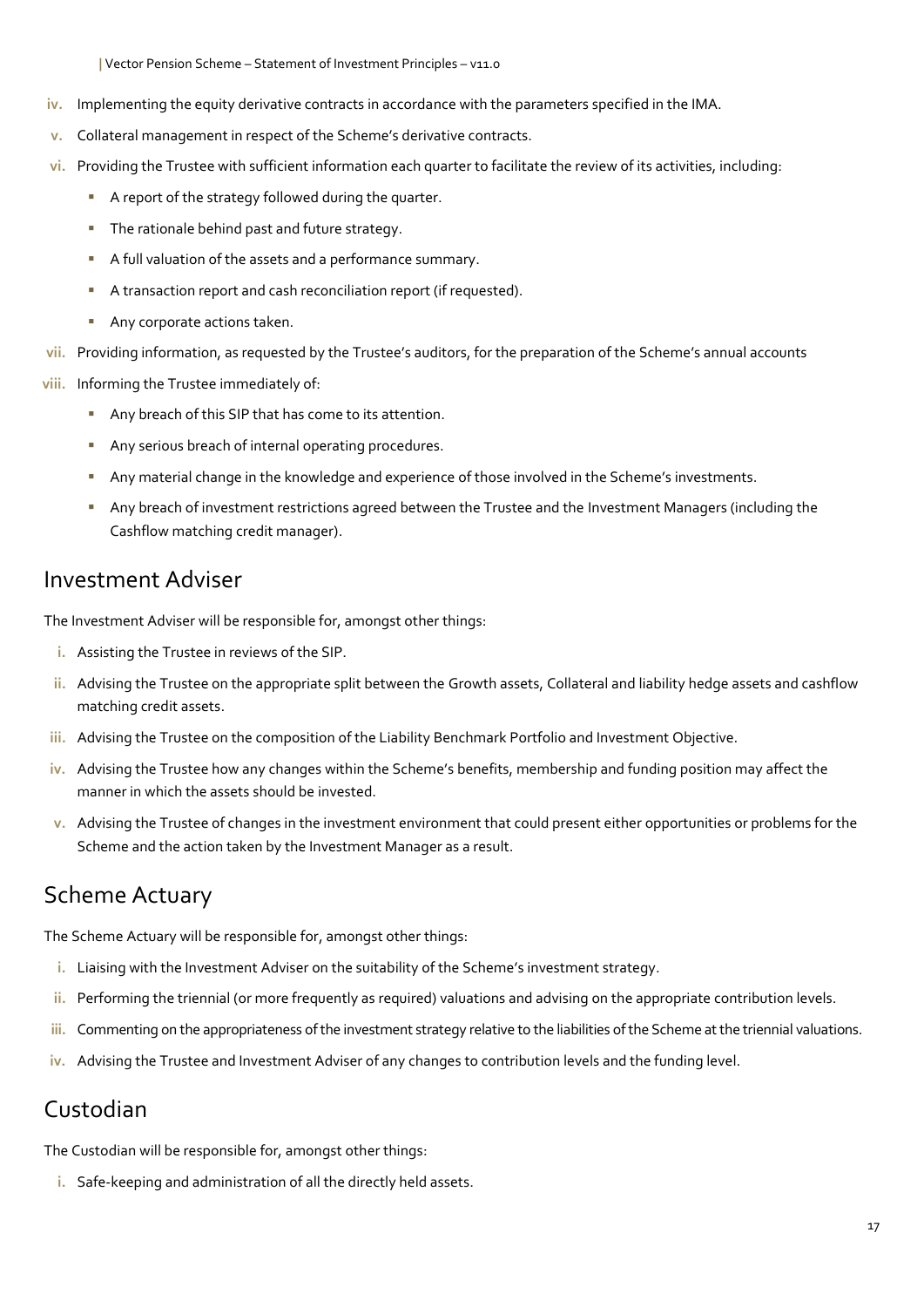iv. Implementing the equity derivative contracts in accordance with the parameters specified in the IMA.

v. Collateral management in respect of the Scheme's derivative contracts.

vi. Providing the Trustee with sufficient information each quarter to facilitate the review of its activities, including:

   - A report of the strategy followed during the quarter.
   - The rationale behind past and future strategy.
   - A full valuation of the assets and a performance summary.
   - A transaction report and cash reconciliation report (if requested).
   - Any corporate actions taken.

vii. Providing information, as requested by the Trustee's auditors, for the preparation of the Scheme's annual accounts

viii. Informing the Trustee immediately of:

   - Any breach of this SIP that has come to its attention.
   - Any serious breach of internal operating procedures.
   - Any material change in the knowledge and experience of those involved in the Scheme's investments.
   - Any breach of investment restrictions agreed between the Trustee and the Investment Managers (including the Cashflow matching credit manager).

## Investment Adviser

The Investment Adviser will be responsible for, amongst other things:

i. Assisting the Trustee in reviews of the SIP.

ii. Advising the Trustee on the appropriate split between the Growth assets, Collateral and liability hedge assets and cashflow matching credit assets.

iii. Advising the Trustee on the composition of the Liability Benchmark Portfolio and Investment Objective.

iv. Advising the Trustee how any changes within the Scheme's benefits, membership and funding position may affect the manner in which the assets should be invested.

v. Advising the Trustee of changes in the investment environment that could present either opportunities or problems for the Scheme and the action taken by the Investment Manager as a result.

## Scheme Actuary

The Scheme Actuary will be responsible for, amongst other things:

i. Liaising with the Investment Adviser on the suitability of the Scheme's investment strategy.

ii. Performing the triennial (or more frequently as required) valuations and advising on the appropriate contribution levels.

iii. Commenting on the appropriateness of the investment strategy relative to the liabilities of the Scheme at the triennial valuations.

iv. Advising the Trustee and Investment Adviser of any changes to contribution levels and the funding level.

## Custodian

The Custodian will be responsible for, amongst other things:

i. Safe-keeping and administration of all the directly held assets.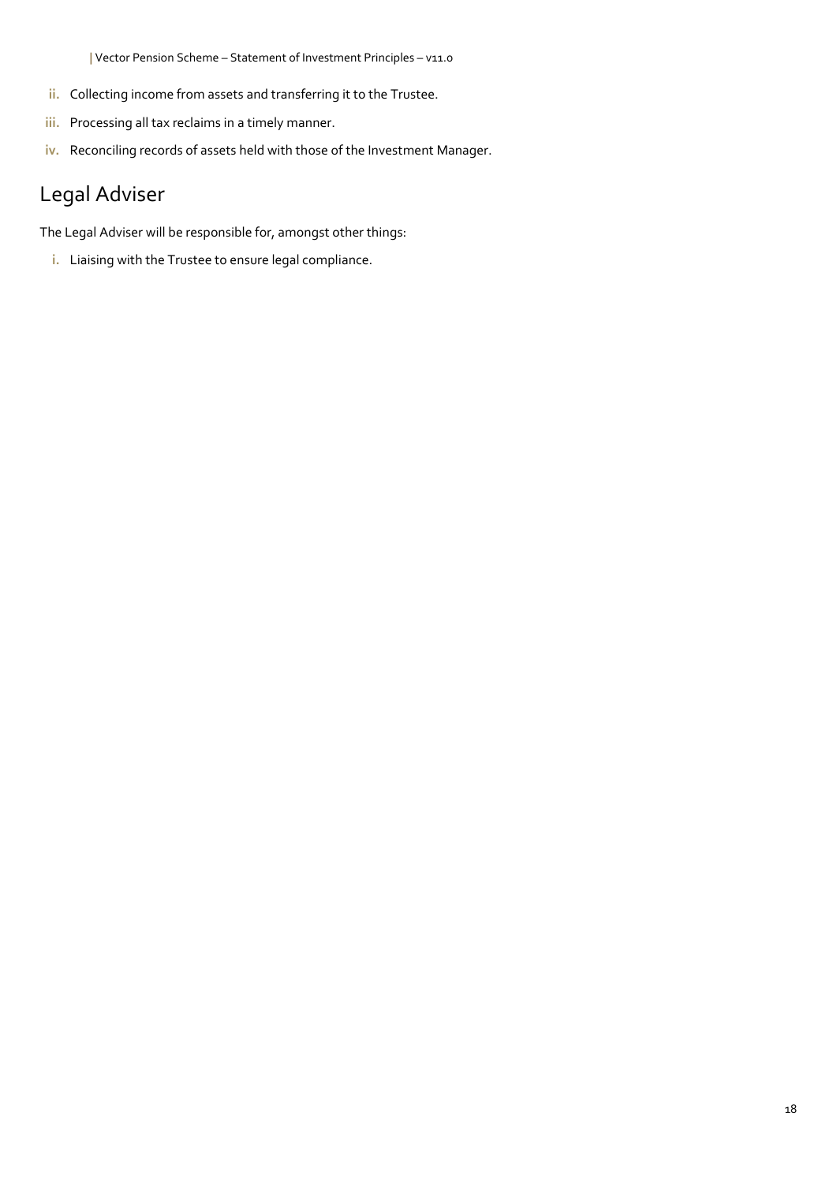ii. Collecting income from assets and transferring it to the Trustee.
iii. Processing all tax reclaims in a timely manner.
iv. Reconciling records of assets held with those of the Investment Manager.

## Legal Adviser

The Legal Adviser will be responsible for, amongst other things:

i. Liaising with the Trustee to ensure legal compliance.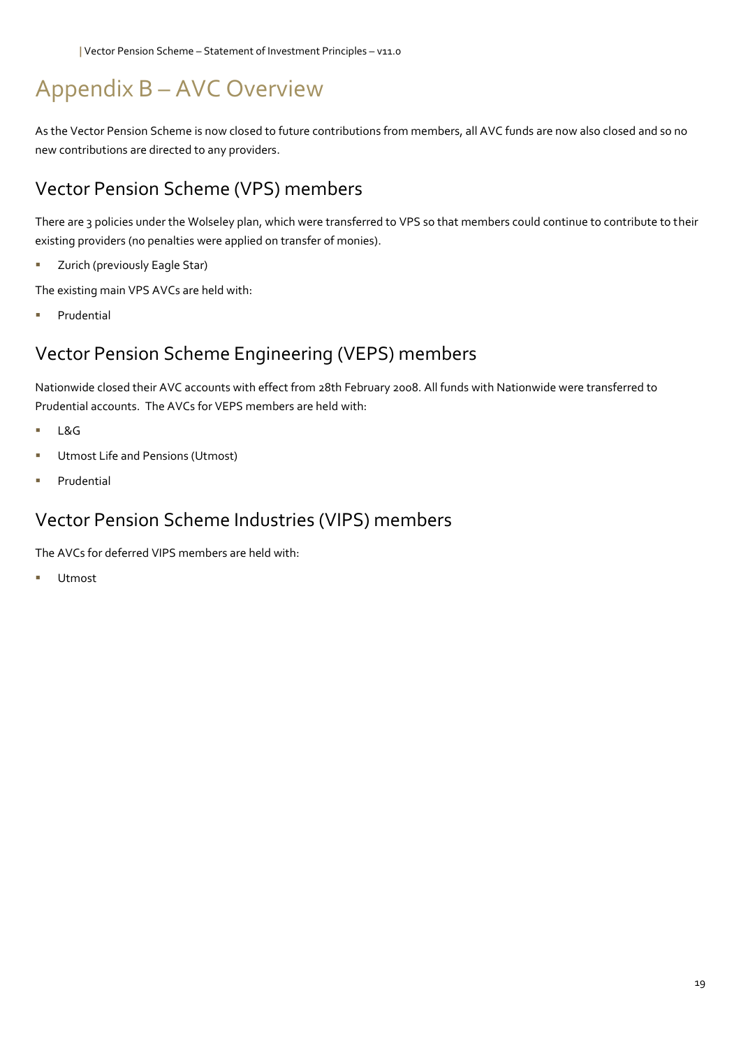# Appendix B – AVC Overview

As the Vector Pension Scheme is now closed to future contributions from members, all AVC funds are now also closed and so no new contributions are directed to any providers.

## Vector Pension Scheme (VPS) members

There are 3 policies under the Wolseley plan, which were transferred to VPS so that members could continue to contribute to their existing providers (no penalties were applied on transfer of monies).

- Zurich (previously Eagle Star)

The existing main VPS AVCs are held with:

- Prudential

## Vector Pension Scheme Engineering (VEPS) members

Nationwide closed their AVC accounts with effect from 28th February 2008. All funds with Nationwide were transferred to Prudential accounts. The AVCs for VEPS members are held with:

- L&G
- Utmost Life and Pensions (Utmost)
- Prudential

## Vector Pension Scheme Industries (VIPS) members

The AVCs for deferred VIPS members are held with:

- Utmost